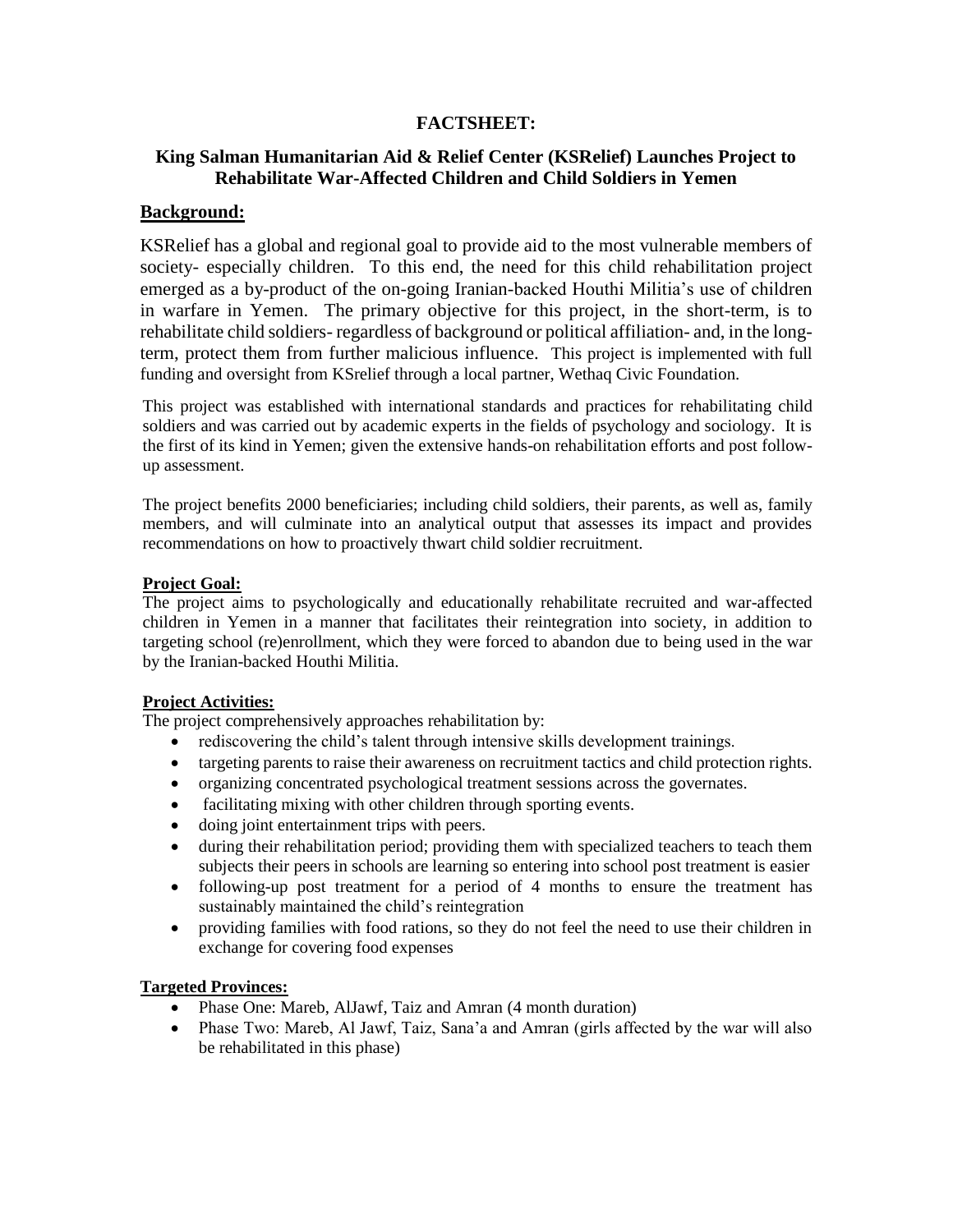# FACTSHEET:

## King Salman Humanitarian Aid & Relief Center (KSRelief) Launches Project to Rehabilitate War-Affected Children and Child Soldiers in Yemen

### Background:

KSRelief has a global and regional goal to provide aid to the most vulnerable members of society- especially children. To this end, the need for this child rehabilitation project emerged as a by-product of the on-going Iranian-backed Houthi Militia's use of children in warfare in Yemen. The primary objective for this project, in the short-term, is to rehabilitate child soldiers- regardless of background or political affiliation- and, in the long-term, protect them from further malicious influence. This project is implemented with full funding and oversight from KSrelief through a local partner, Wethaq Civic Foundation.

This project was established with international standards and practices for rehabilitating child soldiers and was carried out by academic experts in the fields of psychology and sociology. It is the first of its kind in Yemen; given the extensive hands-on rehabilitation efforts and post follow-up assessment.

The project benefits 2000 beneficiaries; including child soldiers, their parents, as well as, family members, and will culminate into an analytical output that assesses its impact and provides recommendations on how to proactively thwart child soldier recruitment.

**Project Goal:**

The project aims to psychologically and educationally rehabilitate recruited and war-affected children in Yemen in a manner that facilitates their reintegration into society, in addition to targeting school (re)enrollment, which they were forced to abandon due to being used in the war by the Iranian-backed Houthi Militia.

**Project Activities:**

The project comprehensively approaches rehabilitation by:

- rediscovering the child's talent through intensive skills development trainings.
- targeting parents to raise their awareness on recruitment tactics and child protection rights.
- organizing concentrated psychological treatment sessions across the governates.
- facilitating mixing with other children through sporting events.
- doing joint entertainment trips with peers.
- during their rehabilitation period; providing them with specialized teachers to teach them subjects their peers in schools are learning so entering into school post treatment is easier
- following-up post treatment for a period of 4 months to ensure the treatment has sustainably maintained the child's reintegration
- providing families with food rations, so they do not feel the need to use their children in exchange for covering food expenses

**Targeted Provinces:**

- Phase One: Mareb, AlJawf, Taiz and Amran (4 month duration)
- Phase Two: Mareb, Al Jawf, Taiz, Sana'a and Amran (girls affected by the war will also be rehabilitated in this phase)